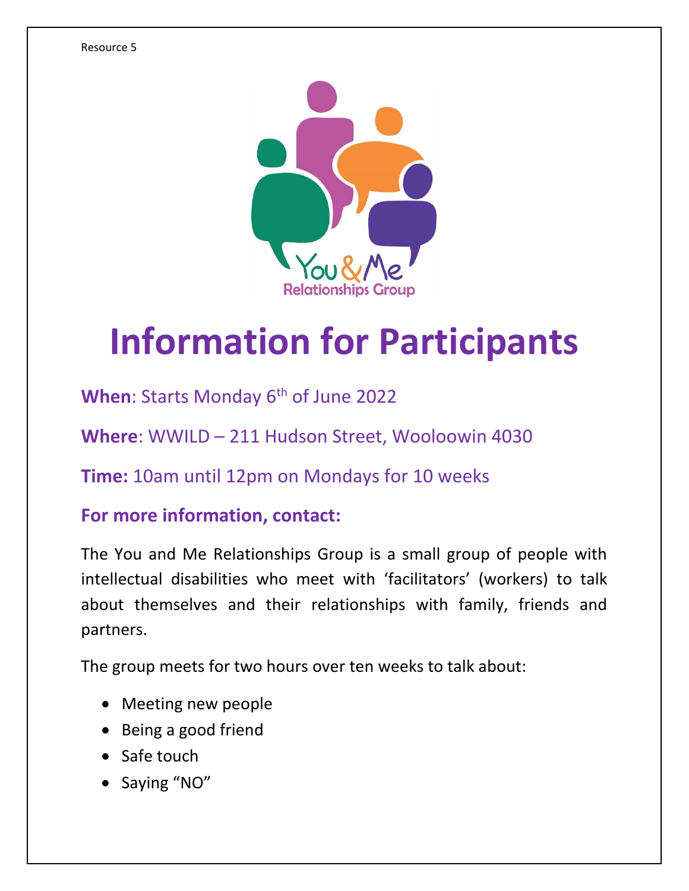Resource 5

You & Me
Relationships Group

# Information for Participants

**When**: Starts Monday 6th of June 2022

**Where**: WWILD – 211 Hudson Street, Wooloowin 4030

**Time:** 10am until 12pm on Mondays for 10 weeks

**For more information, contact:**

The You and Me Relationships Group is a small group of people with intellectual disabilities who meet with 'facilitators' (workers) to talk about themselves and their relationships with family, friends and partners.

The group meets for two hours over ten weeks to talk about:

- Meeting new people
- Being a good friend
- Safe touch
- Saying "NO"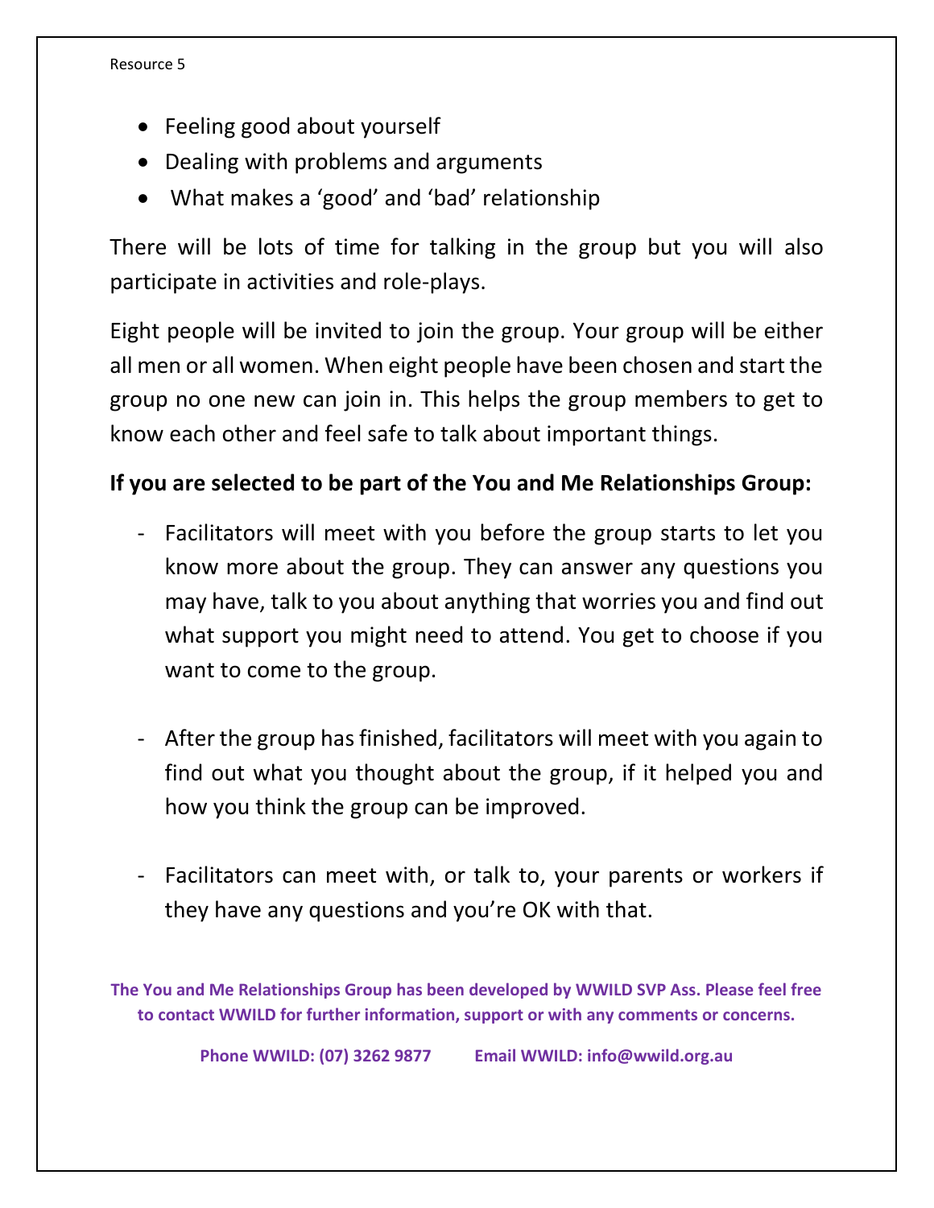- Feeling good about yourself
- Dealing with problems and arguments
- What makes a 'good' and 'bad' relationship

There will be lots of time for talking in the group but you will also participate in activities and role-plays.

Eight people will be invited to join the group. Your group will be either all men or all women. When eight people have been chosen and start the group no one new can join in. This helps the group members to get to know each other and feel safe to talk about important things.

**If you are selected to be part of the You and Me Relationships Group:**

- Facilitators will meet with you before the group starts to let you know more about the group. They can answer any questions you may have, talk to you about anything that worries you and find out what support you might need to attend. You get to choose if you want to come to the group.

- After the group has finished, facilitators will meet with you again to find out what you thought about the group, if it helped you and how you think the group can be improved.

- Facilitators can meet with, or talk to, your parents or workers if they have any questions and you're OK with that.

**The You and Me Relationships Group has been developed by WWILD SVP Ass. Please feel free to contact WWILD for further information, support or with any comments or concerns.**

**Phone WWILD: (07) 3262 9877 Email WWILD: info@wwild.org.au**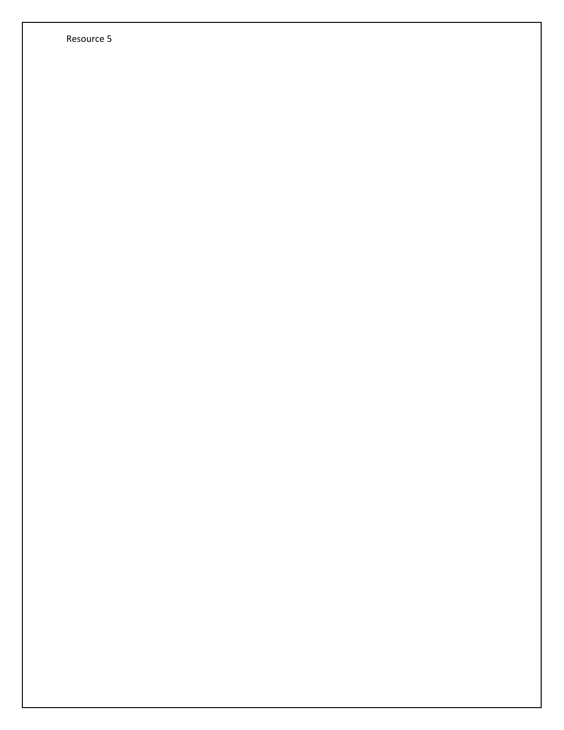Resource 5